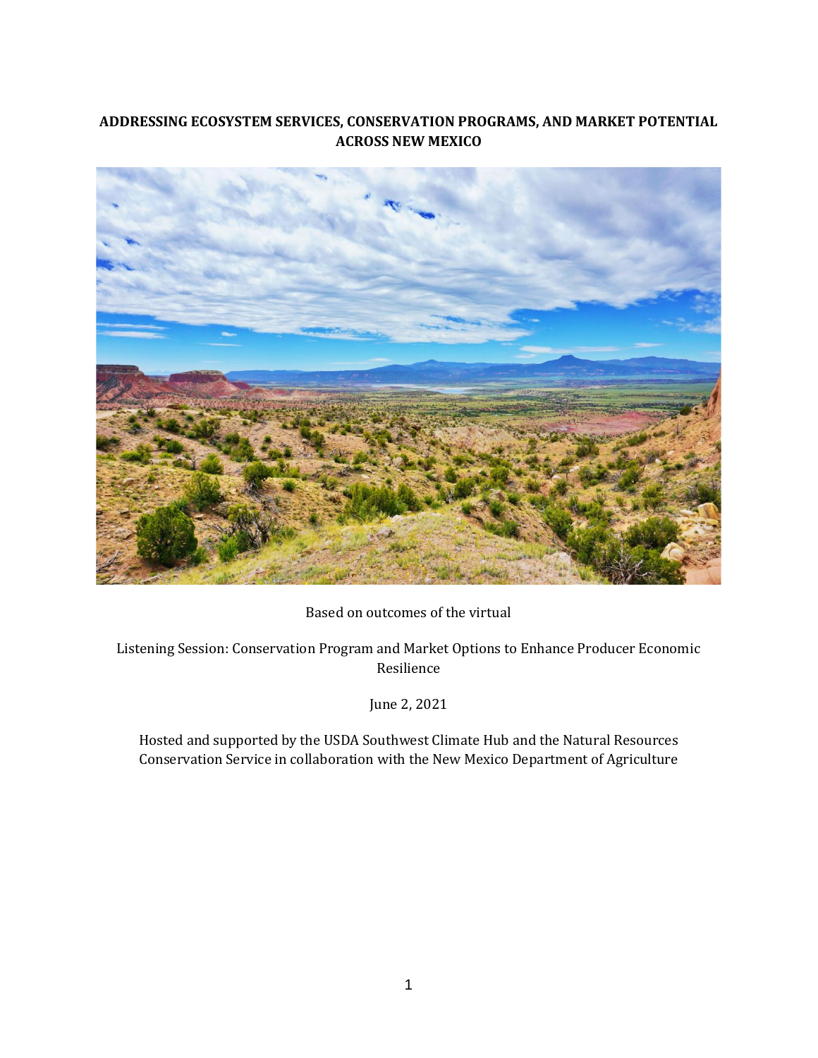# ADDRESSING ECOSYSTEM SERVICES, CONSERVATION PROGRAMS, AND MARKET POTENTIAL ACROSS NEW MEXICO

Based on outcomes of the virtual

Listening Session: Conservation Program and Market Options to Enhance Producer Economic Resilience

June 2, 2021

Hosted and supported by the USDA Southwest Climate Hub and the Natural Resources Conservation Service in collaboration with the New Mexico Department of Agriculture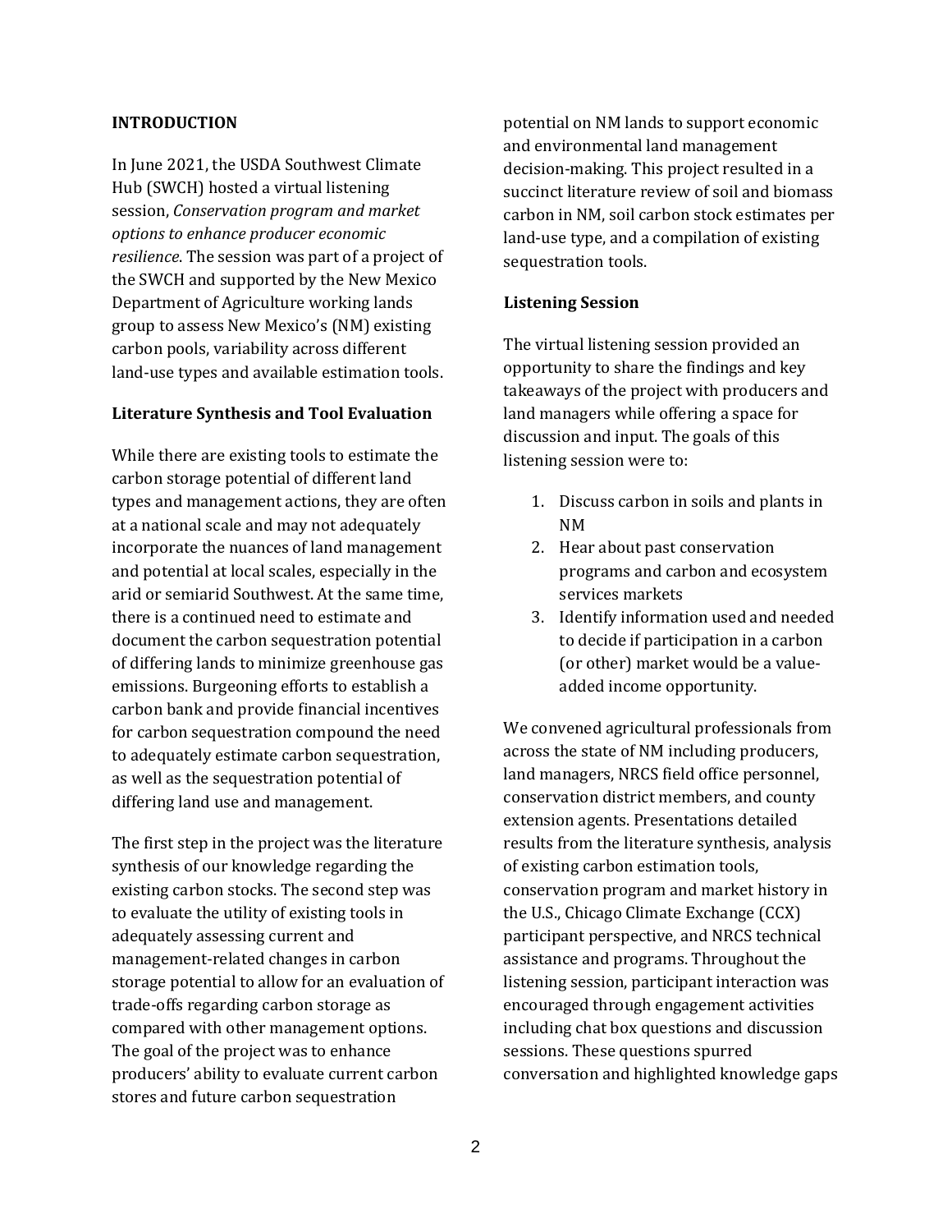## INTRODUCTION

In June 2021, the USDA Southwest Climate Hub (SWCH) hosted a virtual listening session, *Conservation program and market options to enhance producer economic resilience*. The session was part of a project of the SWCH and supported by the New Mexico Department of Agriculture working lands group to assess New Mexico's (NM) existing carbon pools, variability across different land-use types and available estimation tools.

### Literature Synthesis and Tool Evaluation

While there are existing tools to estimate the carbon storage potential of different land types and management actions, they are often at a national scale and may not adequately incorporate the nuances of land management and potential at local scales, especially in the arid or semiarid Southwest. At the same time, there is a continued need to estimate and document the carbon sequestration potential of differing lands to minimize greenhouse gas emissions. Burgeoning efforts to establish a carbon bank and provide financial incentives for carbon sequestration compound the need to adequately estimate carbon sequestration, as well as the sequestration potential of differing land use and management.

The first step in the project was the literature synthesis of our knowledge regarding the existing carbon stocks. The second step was to evaluate the utility of existing tools in adequately assessing current and management-related changes in carbon storage potential to allow for an evaluation of trade-offs regarding carbon storage as compared with other management options. The goal of the project was to enhance producers' ability to evaluate current carbon stores and future carbon sequestration potential on NM lands to support economic and environmental land management decision-making. This project resulted in a succinct literature review of soil and biomass carbon in NM, soil carbon stock estimates per land-use type, and a compilation of existing sequestration tools.

### Listening Session

The virtual listening session provided an opportunity to share the findings and key takeaways of the project with producers and land managers while offering a space for discussion and input. The goals of this listening session were to:

1. Discuss carbon in soils and plants in NM
2. Hear about past conservation programs and carbon and ecosystem services markets
3. Identify information used and needed to decide if participation in a carbon (or other) market would be a value-added income opportunity.

We convened agricultural professionals from across the state of NM including producers, land managers, NRCS field office personnel, conservation district members, and county extension agents. Presentations detailed results from the literature synthesis, analysis of existing carbon estimation tools, conservation program and market history in the U.S., Chicago Climate Exchange (CCX) participant perspective, and NRCS technical assistance and programs. Throughout the listening session, participant interaction was encouraged through engagement activities including chat box questions and discussion sessions. These questions spurred conversation and highlighted knowledge gaps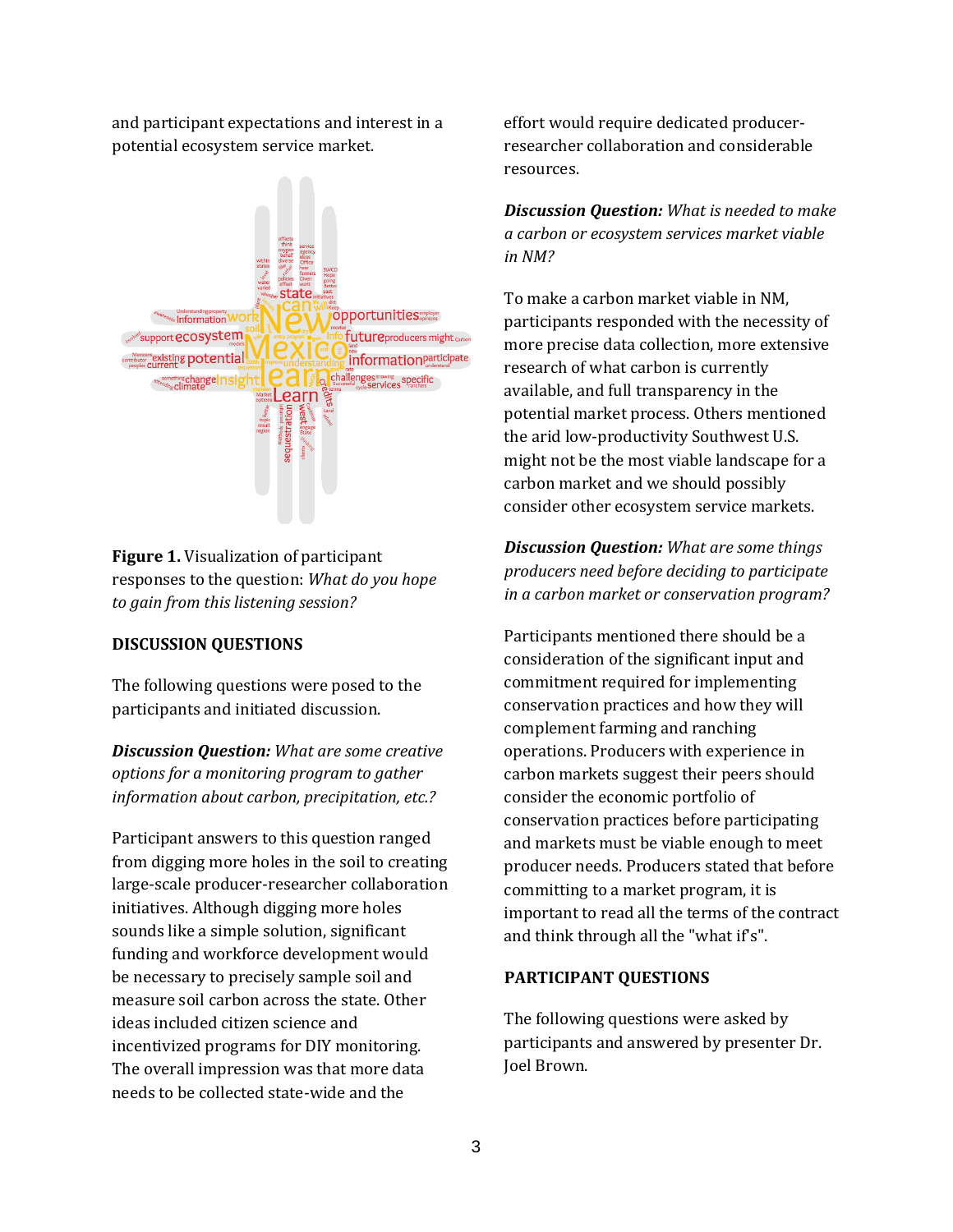and participant expectations and interest in a potential ecosystem service market.

**Figure 1.** Visualization of participant responses to the question: *What do you hope to gain from this listening session?*

**DISCUSSION QUESTIONS**

The following questions were posed to the participants and initiated discussion.

***Discussion Question:*** *What are some creative options for a monitoring program to gather information about carbon, precipitation, etc.?*

Participant answers to this question ranged from digging more holes in the soil to creating large-scale producer-researcher collaboration initiatives. Although digging more holes sounds like a simple solution, significant funding and workforce development would be necessary to precisely sample soil and measure soil carbon across the state. Other ideas included citizen science and incentivized programs for DIY monitoring. The overall impression was that more data needs to be collected state-wide and the effort would require dedicated producer-researcher collaboration and considerable resources.

***Discussion Question:*** *What is needed to make a carbon or ecosystem services market viable in NM?*

To make a carbon market viable in NM, participants responded with the necessity of more precise data collection, more extensive research of what carbon is currently available, and full transparency in the potential market process. Others mentioned the arid low-productivity Southwest U.S. might not be the most viable landscape for a carbon market and we should possibly consider other ecosystem service markets.

***Discussion Question:*** *What are some things producers need before deciding to participate in a carbon market or conservation program?*

Participants mentioned there should be a consideration of the significant input and commitment required for implementing conservation practices and how they will complement farming and ranching operations. Producers with experience in carbon markets suggest their peers should consider the economic portfolio of conservation practices before participating and markets must be viable enough to meet producer needs. Producers stated that before committing to a market program, it is important to read all the terms of the contract and think through all the "what if's".

**PARTICIPANT QUESTIONS**

The following questions were asked by participants and answered by presenter Dr. Joel Brown.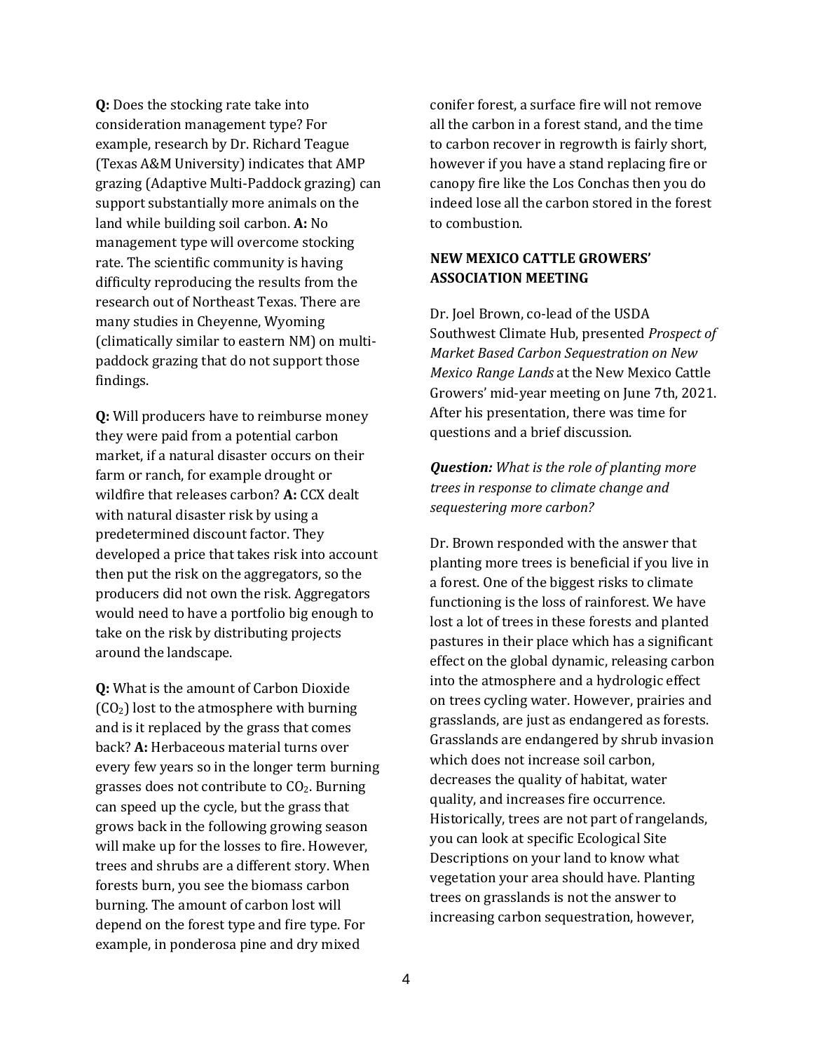**Q:** Does the stocking rate take into consideration management type? For example, research by Dr. Richard Teague (Texas A&M University) indicates that AMP grazing (Adaptive Multi-Paddock grazing) can support substantially more animals on the land while building soil carbon. **A:** No management type will overcome stocking rate. The scientific community is having difficulty reproducing the results from the research out of Northeast Texas. There are many studies in Cheyenne, Wyoming (climatically similar to eastern NM) on multi-paddock grazing that do not support those findings.

**Q:** Will producers have to reimburse money they were paid from a potential carbon market, if a natural disaster occurs on their farm or ranch, for example drought or wildfire that releases carbon? **A:** CCX dealt with natural disaster risk by using a predetermined discount factor. They developed a price that takes risk into account then put the risk on the aggregators, so the producers did not own the risk. Aggregators would need to have a portfolio big enough to take on the risk by distributing projects around the landscape.

**Q:** What is the amount of Carbon Dioxide ($CO_2$) lost to the atmosphere with burning and is it replaced by the grass that comes back? **A:** Herbaceous material turns over every few years so in the longer term burning grasses does not contribute to $CO_2$. Burning can speed up the cycle, but the grass that grows back in the following growing season will make up for the losses to fire. However, trees and shrubs are a different story. When forests burn, you see the biomass carbon burning. The amount of carbon lost will depend on the forest type and fire type. For example, in ponderosa pine and dry mixed conifer forest, a surface fire will not remove all the carbon in a forest stand, and the time to carbon recover in regrowth is fairly short, however if you have a stand replacing fire or canopy fire like the Los Conchas then you do indeed lose all the carbon stored in the forest to combustion.

## NEW MEXICO CATTLE GROWERS' ASSOCIATION MEETING

Dr. Joel Brown, co-lead of the USDA Southwest Climate Hub, presented *Prospect of Market Based Carbon Sequestration on New Mexico Range Lands* at the New Mexico Cattle Growers' mid-year meeting on June 7th, 2021. After his presentation, there was time for questions and a brief discussion.

***Question:*** *What is the role of planting more trees in response to climate change and sequestering more carbon?*

Dr. Brown responded with the answer that planting more trees is beneficial if you live in a forest. One of the biggest risks to climate functioning is the loss of rainforest. We have lost a lot of trees in these forests and planted pastures in their place which has a significant effect on the global dynamic, releasing carbon into the atmosphere and a hydrologic effect on trees cycling water. However, prairies and grasslands, are just as endangered as forests. Grasslands are endangered by shrub invasion which does not increase soil carbon, decreases the quality of habitat, water quality, and increases fire occurrence. Historically, trees are not part of rangelands, you can look at specific Ecological Site Descriptions on your land to know what vegetation your area should have. Planting trees on grasslands is not the answer to increasing carbon sequestration, however,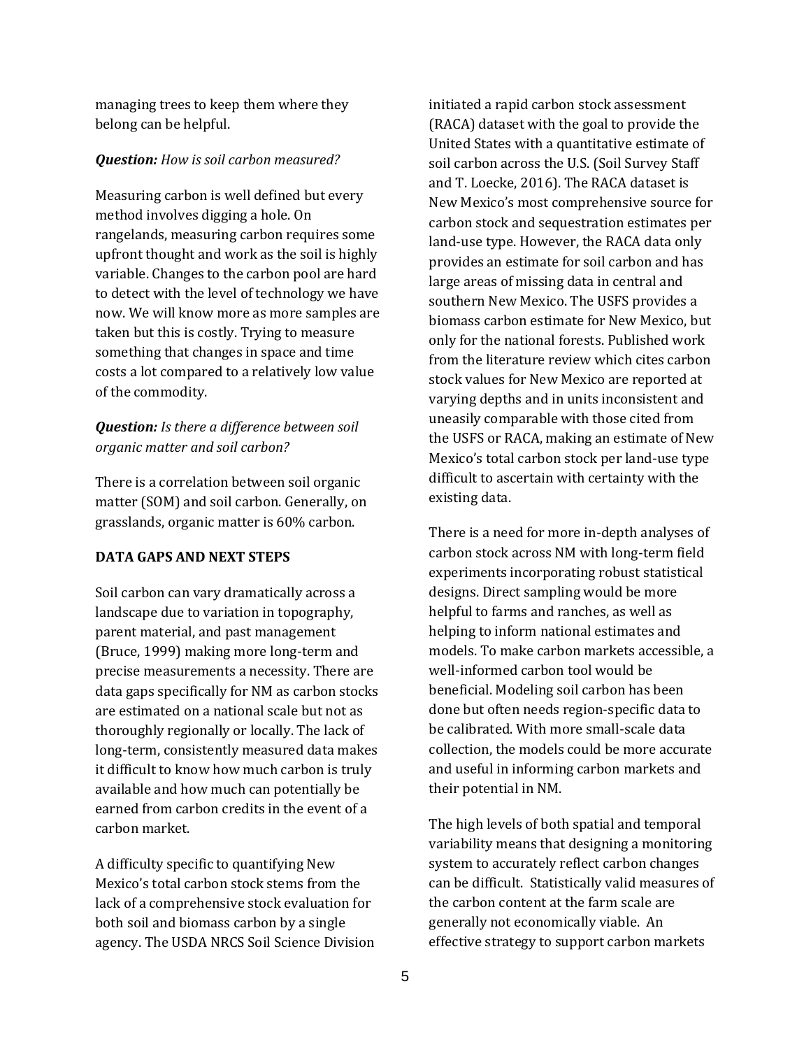managing trees to keep them where they belong can be helpful.

***Question:*** *How is soil carbon measured?*

Measuring carbon is well defined but every method involves digging a hole. On rangelands, measuring carbon requires some upfront thought and work as the soil is highly variable. Changes to the carbon pool are hard to detect with the level of technology we have now. We will know more as more samples are taken but this is costly. Trying to measure something that changes in space and time costs a lot compared to a relatively low value of the commodity.

***Question:*** *Is there a difference between soil organic matter and soil carbon?*

There is a correlation between soil organic matter (SOM) and soil carbon. Generally, on grasslands, organic matter is 60% carbon.

## DATA GAPS AND NEXT STEPS

Soil carbon can vary dramatically across a landscape due to variation in topography, parent material, and past management (Bruce, 1999) making more long-term and precise measurements a necessity. There are data gaps specifically for NM as carbon stocks are estimated on a national scale but not as thoroughly regionally or locally. The lack of long-term, consistently measured data makes it difficult to know how much carbon is truly available and how much can potentially be earned from carbon credits in the event of a carbon market.

A difficulty specific to quantifying New Mexico's total carbon stock stems from the lack of a comprehensive stock evaluation for both soil and biomass carbon by a single agency. The USDA NRCS Soil Science Division initiated a rapid carbon stock assessment (RACA) dataset with the goal to provide the United States with a quantitative estimate of soil carbon across the U.S. (Soil Survey Staff and T. Loecke, 2016). The RACA dataset is New Mexico's most comprehensive source for carbon stock and sequestration estimates per land-use type. However, the RACA data only provides an estimate for soil carbon and has large areas of missing data in central and southern New Mexico. The USFS provides a biomass carbon estimate for New Mexico, but only for the national forests. Published work from the literature review which cites carbon stock values for New Mexico are reported at varying depths and in units inconsistent and uneasily comparable with those cited from the USFS or RACA, making an estimate of New Mexico's total carbon stock per land-use type difficult to ascertain with certainty with the existing data.

There is a need for more in-depth analyses of carbon stock across NM with long-term field experiments incorporating robust statistical designs. Direct sampling would be more helpful to farms and ranches, as well as helping to inform national estimates and models. To make carbon markets accessible, a well-informed carbon tool would be beneficial. Modeling soil carbon has been done but often needs region-specific data to be calibrated. With more small-scale data collection, the models could be more accurate and useful in informing carbon markets and their potential in NM.

The high levels of both spatial and temporal variability means that designing a monitoring system to accurately reflect carbon changes can be difficult. Statistically valid measures of the carbon content at the farm scale are generally not economically viable. An effective strategy to support carbon markets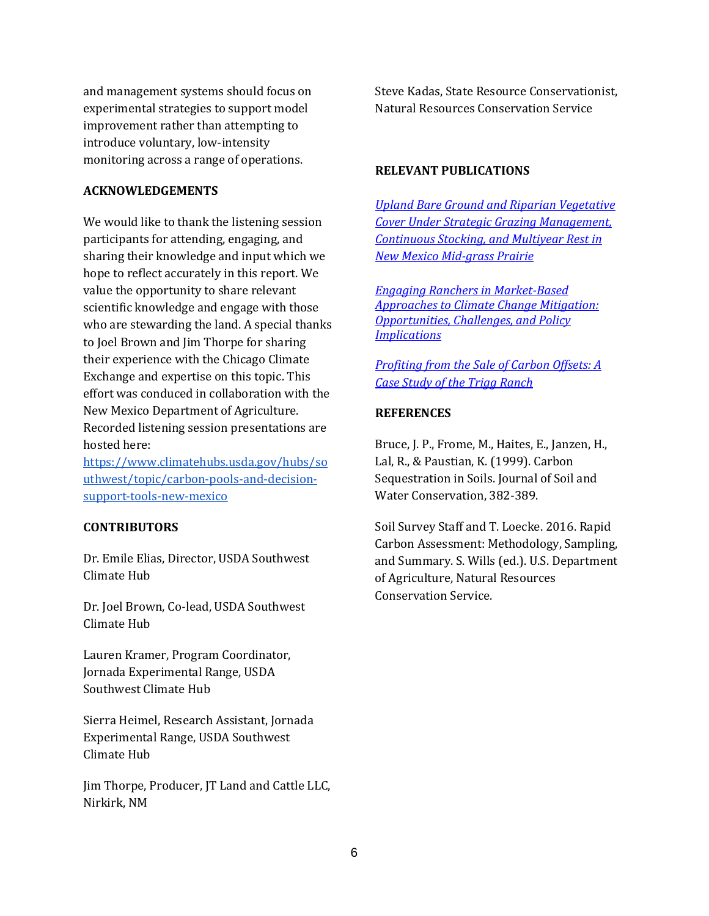and management systems should focus on experimental strategies to support model improvement rather than attempting to introduce voluntary, low-intensity monitoring across a range of operations.

## ACKNOWLEDGEMENTS

We would like to thank the listening session participants for attending, engaging, and sharing their knowledge and input which we hope to reflect accurately in this report. We value the opportunity to share relevant scientific knowledge and engage with those who are stewarding the land. A special thanks to Joel Brown and Jim Thorpe for sharing their experience with the Chicago Climate Exchange and expertise on this topic. This effort was conduced in collaboration with the New Mexico Department of Agriculture. Recorded listening session presentations are hosted here: https://www.climatehubs.usda.gov/hubs/southwest/topic/carbon-pools-and-decision-support-tools-new-mexico

## CONTRIBUTORS

Dr. Emile Elias, Director, USDA Southwest Climate Hub

Dr. Joel Brown, Co-lead, USDA Southwest Climate Hub

Lauren Kramer, Program Coordinator, Jornada Experimental Range, USDA Southwest Climate Hub

Sierra Heimel, Research Assistant, Jornada Experimental Range, USDA Southwest Climate Hub

Jim Thorpe, Producer, JT Land and Cattle LLC, Nirkirk, NM

Steve Kadas, State Resource Conservationist, Natural Resources Conservation Service

## RELEVANT PUBLICATIONS

*Upland Bare Ground and Riparian Vegetative Cover Under Strategic Grazing Management, Continuous Stocking, and Multiyear Rest in New Mexico Mid-grass Prairie*

*Engaging Ranchers in Market-Based Approaches to Climate Change Mitigation: Opportunities, Challenges, and Policy Implications*

*Profiting from the Sale of Carbon Offsets: A Case Study of the Trigg Ranch*

## REFERENCES

Bruce, J. P., Frome, M., Haites, E., Janzen, H., Lal, R., & Paustian, K. (1999). Carbon Sequestration in Soils. Journal of Soil and Water Conservation, 382-389.

Soil Survey Staff and T. Loecke. 2016. Rapid Carbon Assessment: Methodology, Sampling, and Summary. S. Wills (ed.). U.S. Department of Agriculture, Natural Resources Conservation Service.